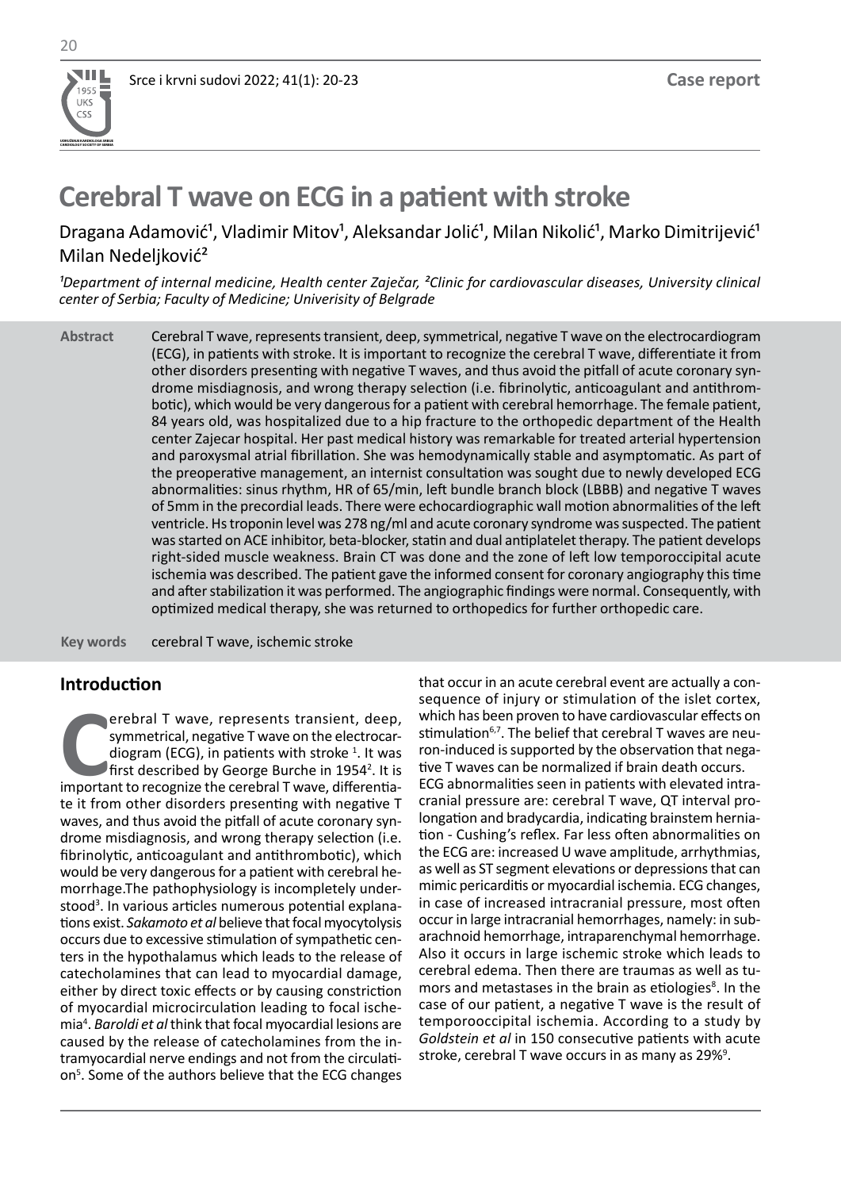# Cerebral T wave on ECG in a patient with stroke

Dragana Adamović[1], Vladimir Mitov[1], Aleksandar Jolić[1], Milan Nikolić[1], Marko Dimitrijević[1] Milan Nedeljković[2]

*[1]Department of internal medicine, Health center Zaječar, [2]Clinic for cardiovascular diseases, University clinical center of Serbia; Faculty of Medicine; Univerisity of Belgrade*

**Abstract** Cerebral T wave, represents transient, deep, symmetrical, negative T wave on the electrocardiogram (ECG), in patients with stroke. It is important to recognize the cerebral T wave, differentiate it from other disorders presenting with negative T waves, and thus avoid the pitfall of acute coronary syndrome misdiagnosis, and wrong therapy selection (i.e. fibrinolytic, anticoagulant and antithrombotic), which would be very dangerous for a patient with cerebral hemorrhage. The female patient, 84 years old, was hospitalized due to a hip fracture to the orthopedic department of the Health center Zajecar hospital. Her past medical history was remarkable for treated arterial hypertension and paroxysmal atrial fibrillation. She was hemodynamically stable and asymptomatic. As part of the preoperative management, an internist consultation was sought due to newly developed ECG abnormalities: sinus rhythm, HR of 65/min, left bundle branch block (LBBB) and negative T waves of 5mm in the precordial leads. There were echocardiographic wall motion abnormalities of the left ventricle. Hs troponin level was 278 ng/ml and acute coronary syndrome was suspected. The patient was started on ACE inhibitor, beta-blocker, statin and dual antiplatelet therapy. The patient develops right-sided muscle weakness. Brain CT was done and the zone of left low temporoccipital acute ischemia was described. The patient gave the informed consent for coronary angiography this time and after stabilization it was performed. The angiographic findings were normal. Consequently, with optimized medical therapy, she was returned to orthopedics for further orthopedic care.

**Key words** cerebral T wave, ischemic stroke

## Introduction

Cerebral T wave, represents transient, deep, symmetrical, negative T wave on the electrocardiogram (ECG), in patients with stroke [1]. It was first described by George Burche in 1954[2]. It is important to recognize the cerebral T wave, differentiate it from other disorders presenting with negative T waves, and thus avoid the pitfall of acute coronary syndrome misdiagnosis, and wrong therapy selection (i.e. fibrinolytic, anticoagulant and antithrombotic), which would be very dangerous for a patient with cerebral hemorrhage.The pathophysiology is incompletely understood[3]. In various articles numerous potential explanations exist. *Sakamoto et al* believe that focal myocytolysis occurs due to excessive stimulation of sympathetic centers in the hypothalamus which leads to the release of catecholamines that can lead to myocardial damage, either by direct toxic effects or by causing constriction of myocardial microcirculation leading to focal ischemia[4]. *Baroldi et al* think that focal myocardial lesions are caused by the release of catecholamines from the intramyocardial nerve endings and not from the circulation[5]. Some of the authors believe that the ECG changes that occur in an acute cerebral event are actually a consequence of injury or stimulation of the islet cortex, which has been proven to have cardiovascular effects on stimulation[6,7]. The belief that cerebral T waves are neuron-induced is supported by the observation that negative T waves can be normalized if brain death occurs.

ECG abnormalities seen in patients with elevated intracranial pressure are: cerebral T wave, QT interval prolongation and bradycardia, indicating brainstem herniation - Cushing's reflex. Far less often abnormalities on the ECG are: increased U wave amplitude, arrhythmias, as well as ST segment elevations or depressions that can mimic pericarditis or myocardial ischemia. ECG changes, in case of increased intracranial pressure, most often occur in large intracranial hemorrhages, namely: in subarachnoid hemorrhage, intraparenchymal hemorrhage. Also it occurs in large ischemic stroke which leads to cerebral edema. Then there are traumas as well as tumors and metastases in the brain as etiologies[8]. In the case of our patient, a negative T wave is the result of temporooccipital ischemia. According to a study by *Goldstein et al* in 150 consecutive patients with acute stroke, cerebral T wave occurs in as many as 29%[9].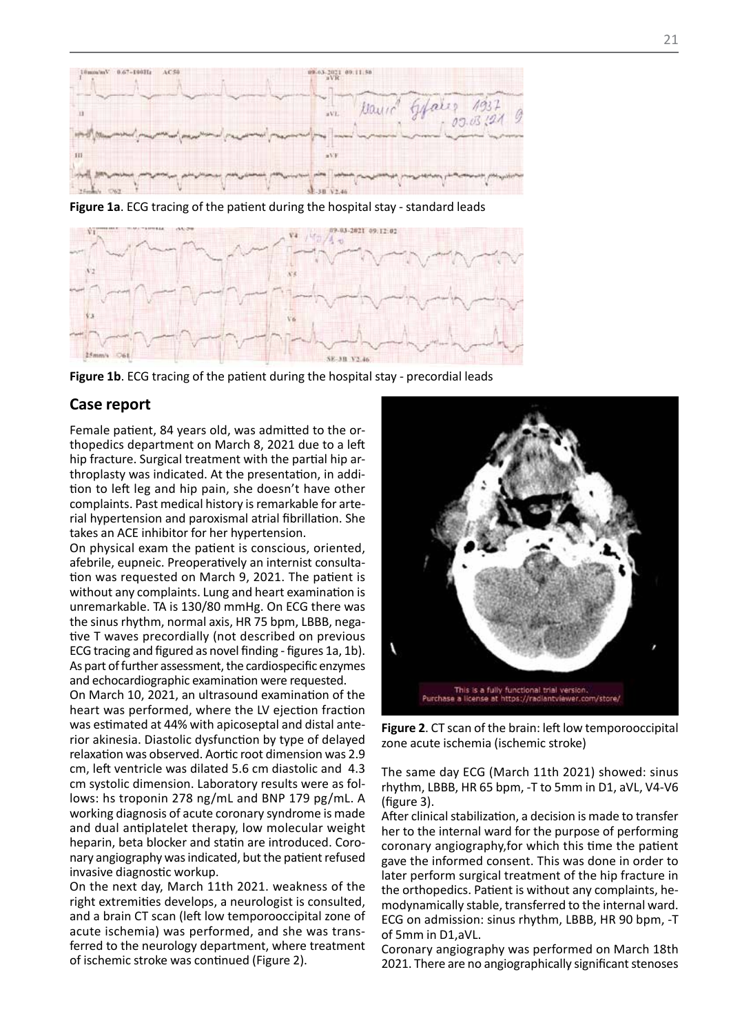**Figure 1a**. ECG tracing of the patient during the hospital stay - standard leads

**Figure 1b**. ECG tracing of the patient during the hospital stay - precordial leads

## Case report

Female patient, 84 years old, was admitted to the orthopedics department on March 8, 2021 due to a left hip fracture. Surgical treatment with the partial hip arthroplasty was indicated. At the presentation, in addition to left leg and hip pain, she doesn't have other complaints. Past medical history is remarkable for arterial hypertension and paroxismal atrial fibrillation. She takes an ACE inhibitor for her hypertension.

On physical exam the patient is conscious, oriented, afebrile, eupneic. Preoperatively an internist consultation was requested on March 9, 2021. The patient is without any complaints. Lung and heart examination is unremarkable. TA is 130/80 mmHg. On ECG there was the sinus rhythm, normal axis, HR 75 bpm, LBBB, negative T waves precordially (not described on previous ECG tracing and figured as novel finding - figures 1a, 1b). As part of further assessment, the cardiospecific enzymes and echocardiographic examination were requested.

On March 10, 2021, an ultrasound examination of the heart was performed, where the LV ejection fraction was estimated at 44% with apicoseptal and distal anterior akinesia. Diastolic dysfunction by type of delayed relaxation was observed. Aortic root dimension was 2.9 cm, left ventricle was dilated 5.6 cm diastolic and 4.3 cm systolic dimension. Laboratory results were as follows: hs troponin 278 ng/mL and BNP 179 pg/mL. A working diagnosis of acute coronary syndrome is made and dual antiplatelet therapy, low molecular weight heparin, beta blocker and statin are introduced. Coronary angiography was indicated, but the patient refused invasive diagnostic workup.

On the next day, March 11th 2021. weakness of the right extremities develops, a neurologist is consulted, and a brain CT scan (left low temporooccipital zone of acute ischemia) was performed, and she was transferred to the neurology department, where treatment of ischemic stroke was continued (Figure 2).

**Figure 2**. CT scan of the brain: left low temporooccipital zone acute ischemia (ischemic stroke)

The same day ECG (March 11th 2021) showed: sinus rhythm, LBBB, HR 65 bpm, -T to 5mm in D1, aVL, V4-V6 (figure 3).

After clinical stabilization, a decision is made to transfer her to the internal ward for the purpose of performing coronary angiography,for which this time the patient gave the informed consent. This was done in order to later perform surgical treatment of the hip fracture in the orthopedics. Patient is without any complaints, hemodynamically stable, transferred to the internal ward. ECG on admission: sinus rhythm, LBBB, HR 90 bpm, -T of 5mm in D1,aVL.

Coronary angiography was performed on March 18th 2021. There are no angiographically significant stenoses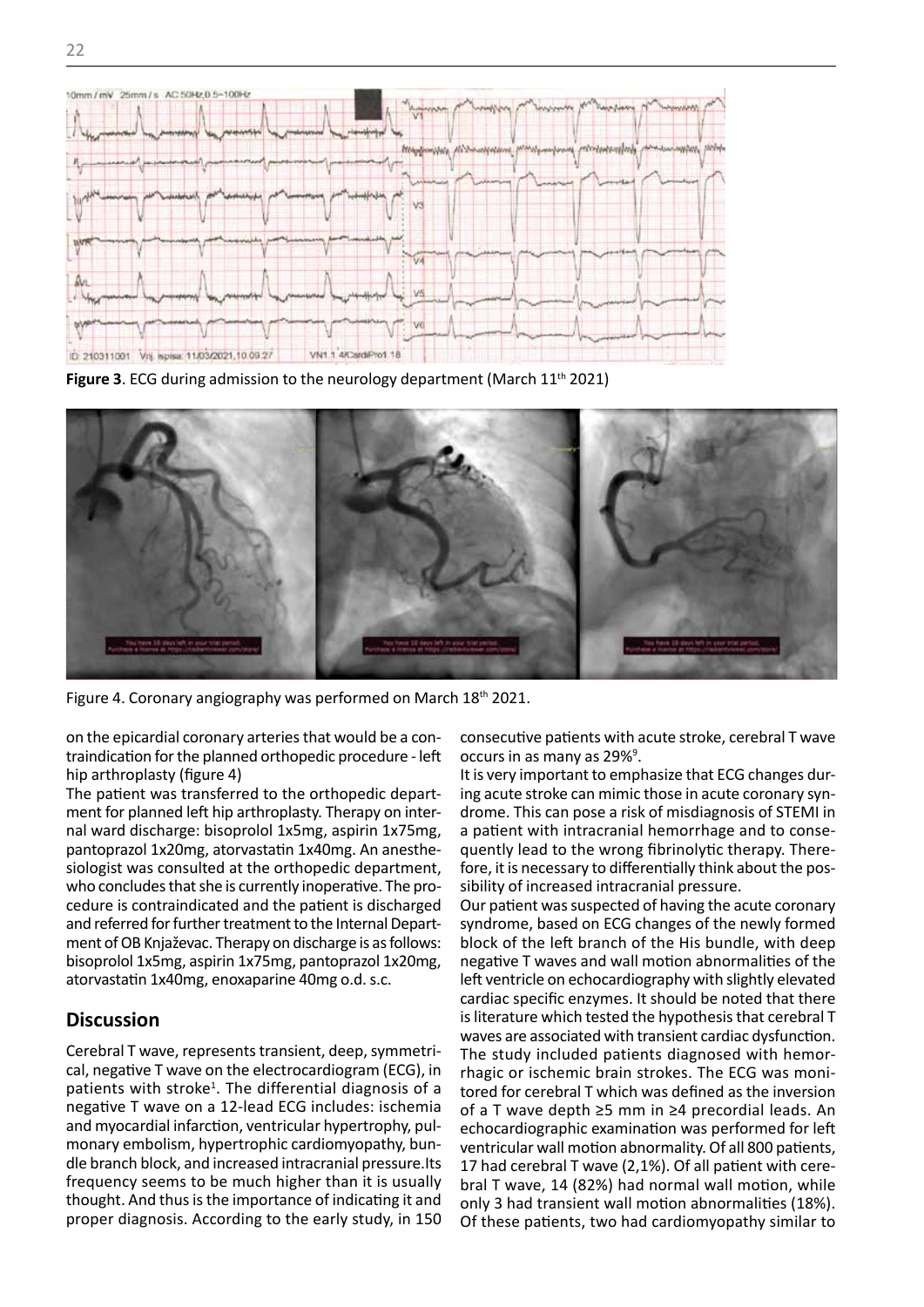**Figure 3**. ECG during admission to the neurology department (March 11th 2021)

Figure 4. Coronary angiography was performed on March 18th 2021.

on the epicardial coronary arteries that would be a contraindication for the planned orthopedic procedure - left hip arthroplasty (figure 4)

The patient was transferred to the orthopedic department for planned left hip arthroplasty. Therapy on internal ward discharge: bisoprolol 1x5mg, aspirin 1x75mg, pantoprazol 1x20mg, atorvastatin 1x40mg. An anesthesiologist was consulted at the orthopedic department, who concludes that she is currently inoperative. The procedure is contraindicated and the patient is discharged and referred for further treatment to the Internal Department of OB Knjaževac. Therapy on discharge is as follows: bisoprolol 1x5mg, aspirin 1x75mg, pantoprazol 1x20mg, atorvastatin 1x40mg, enoxaparine 40mg o.d. s.c.

## Discussion

Cerebral T wave, represents transient, deep, symmetrical, negative T wave on the electrocardiogram (ECG), in patients with stroke[1]. The differential diagnosis of a negative T wave on a 12-lead ECG includes: ischemia and myocardial infarction, ventricular hypertrophy, pulmonary embolism, hypertrophic cardiomyopathy, bundle branch block, and increased intracranial pressure.Its frequency seems to be much higher than it is usually thought. And thus is the importance of indicating it and proper diagnosis. According to the early study, in 150 consecutive patients with acute stroke, cerebral T wave occurs in as many as 29%[9].

It is very important to emphasize that ECG changes during acute stroke can mimic those in acute coronary syndrome. This can pose a risk of misdiagnosis of STEMI in a patient with intracranial hemorrhage and to consequently lead to the wrong fibrinolytic therapy. Therefore, it is necessary to differentially think about the possibility of increased intracranial pressure.

Our patient was suspected of having the acute coronary syndrome, based on ECG changes of the newly formed block of the left branch of the His bundle, with deep negative T waves and wall motion abnormalities of the left ventricle on echocardiography with slightly elevated cardiac specific enzymes. It should be noted that there is literature which tested the hypothesis that cerebral T waves are associated with transient cardiac dysfunction. The study included patients diagnosed with hemorrhagic or ischemic brain strokes. The ECG was monitored for cerebral T which was defined as the inversion of a T wave depth ≥5 mm in ≥4 precordial leads. An echocardiographic examination was performed for left ventricular wall motion abnormality. Of all 800 patients, 17 had cerebral T wave (2,1%). Of all patient with cerebral T wave, 14 (82%) had normal wall motion, while only 3 had transient wall motion abnormalities (18%). Of these patients, two had cardiomyopathy similar to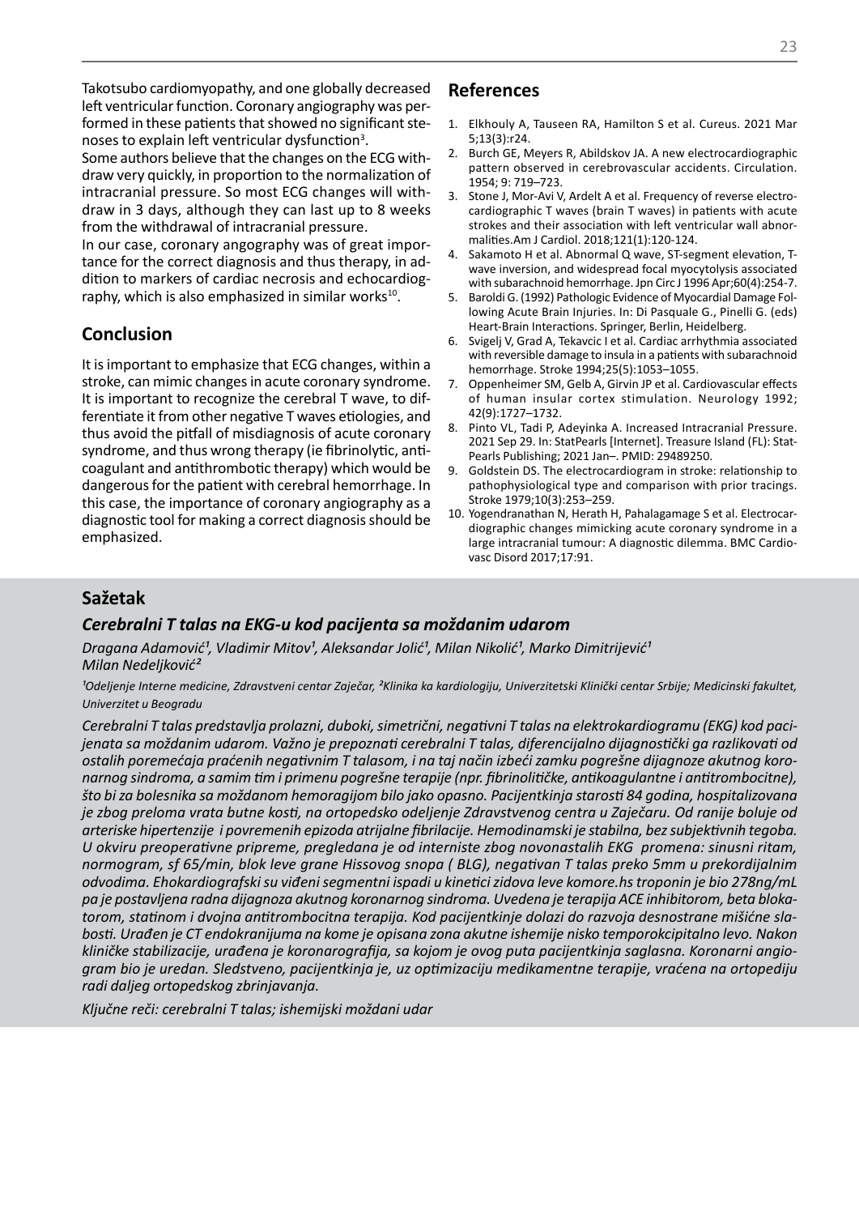Takotsubo cardiomyopathy, and one globally decreased left ventricular function. Coronary angiography was performed in these patients that showed no significant stenoses to explain left ventricular dysfunction[3].

Some authors believe that the changes on the ECG withdraw very quickly, in proportion to the normalization of intracranial pressure. So most ECG changes will withdraw in 3 days, although they can last up to 8 weeks from the withdrawal of intracranial pressure.

In our case, coronary angography was of great importance for the correct diagnosis and thus therapy, in addition to markers of cardiac necrosis and echocardiography, which is also emphasized in similar works[10].

## Conclusion

It is important to emphasize that ECG changes, within a stroke, can mimic changes in acute coronary syndrome. It is important to recognize the cerebral T wave, to differentiate it from other negative T waves etiologies, and thus avoid the pitfall of misdiagnosis of acute coronary syndrome, and thus wrong therapy (ie fibrinolytic, anticoagulant and antithrombotic therapy) which would be dangerous for the patient with cerebral hemorrhage. In this case, the importance of coronary angiography as a diagnostic tool for making a correct diagnosis should be emphasized.

## References

1. Elkhouly A, Tauseen RA, Hamilton S et al. Cureus. 2021 Mar 5;13(3):r24.
2. Burch GE, Meyers R, Abildskov JA. A new electrocardiographic pattern observed in cerebrovascular accidents. Circulation. 1954; 9: 719–723.
3. Stone J, Mor-Avi V, Ardelt A et al. Frequency of reverse electrocardiographic T waves (brain T waves) in patients with acute strokes and their association with left ventricular wall abnormalities.Am J Cardiol. 2018;121(1):120-124.
4. Sakamoto H et al. Abnormal Q wave, ST-segment elevation, T-wave inversion, and widespread focal myocytolysis associated with subarachnoid hemorrhage. Jpn Circ J 1996 Apr;60(4):254-7.
5. Baroldi G. (1992) Pathologic Evidence of Myocardial Damage Following Acute Brain Injuries. In: Di Pasquale G., Pinelli G. (eds) Heart-Brain Interactions. Springer, Berlin, Heidelberg.
6. Svigelj V, Grad A, Tekavcic I et al. Cardiac arrhythmia associated with reversible damage to insula in a patients with subarachnoid hemorrhage. Stroke 1994;25(5):1053–1055.
7. Oppenheimer SM, Gelb A, Girvin JP et al. Cardiovascular effects of human insular cortex stimulation. Neurology 1992; 42(9):1727–1732.
8. Pinto VL, Tadi P, Adeyinka A. Increased Intracranial Pressure. 2021 Sep 29. In: StatPearls [Internet]. Treasure Island (FL): StatPearls Publishing; 2021 Jan–. PMID: 29489250.
9. Goldstein DS. The electrocardiogram in stroke: relationship to pathophysiological type and comparison with prior tracings. Stroke 1979;10(3):253–259.
10. Yogendranathan N, Herath H, Pahalagamage S et al. Electrocardiographic changes mimicking acute coronary syndrome in a large intracranial tumour: A diagnostic dilemma. BMC Cardiovasc Disord 2017;17:91.

## Sažetak

### *Cerebralni T talas na EKG-u kod pacijenta sa moždanim udarom*

*Dragana Adamović[1], Vladimir Mitov[1], Aleksandar Jolić[1], Milan Nikolić[1], Marko Dimitrijević[1] Milan Nedeljković[2]*

*[1]Odeljenje Interne medicine, Zdravstveni centar Zaječar, [2]Klinika ka kardiologiju, Univerzitetski Klinički centar Srbije; Medicinski fakultet, Univerzitet u Beogradu*

*Cerebralni T talas predstavlja prolazni, duboki, simetrični, negativni T talas na elektrokardiogramu (EKG) kod pacijenata sa moždanim udarom. Važno je prepoznati cerebralni T talas, diferencijalno dijagnostički ga razlikovati od ostalih poremećaja praćenih negativnim T talasom, i na taj način izbeći zamku pogrešne dijagnoze akutnog koronarnog sindroma, a samim tim i primenu pogrešne terapije (npr. fibrinolitičke, antikoagulantne i antitrombocitne), što bi za bolesnika sa moždanom hemoragijom bilo jako opasno. Pacijentkinja starosti 84 godina, hospitalizovana je zbog preloma vrata butne kosti, na ortopedsko odeljenje Zdravstvenog centra u Zaječaru. Od ranije boluje od arteriske hipertenzije i povremenih epizoda atrijalne fibrilacije. Hemodinamski je stabilna, bez subjektivnih tegoba. U okviru preoperativne pripreme, pregledana je od interniste zbog novonastalih EKG promena: sinusni ritam, normogram, sf 65/min, blok leve grane Hissovog snopa ( BLG), negativan T talas preko 5mm u prekordijalnim odvodima. Ehokardiografski su viđeni segmentni ispadi u kinetici zidova leve komore.hs troponin je bio 278ng/mL pa je postavljena radna dijagnoza akutnog koronarnog sindroma. Uvedena je terapija ACE inhibitorom, beta blokatorom, statinom i dvojna antitrombocitna terapija. Kod pacijentkinje dolazi do razvoja desnostrane mišićne slabosti. Urađen je CT endokranijuma na kome je opisana zona akutne ishemije nisko temporokcipitalno levo. Nakon kliničke stabilizacije, urađena je koronarografija, sa kojom je ovog puta pacijentkinja saglasna. Koronarni angiogram bio je uredan. Sledstveno, pacijentkinja je, uz optimizaciju medikamentne terapije, vraćena na ortopediju radi daljeg ortopedskog zbrinjavanja.*

*Ključne reči: cerebralni T talas; ishemijski moždani udar*